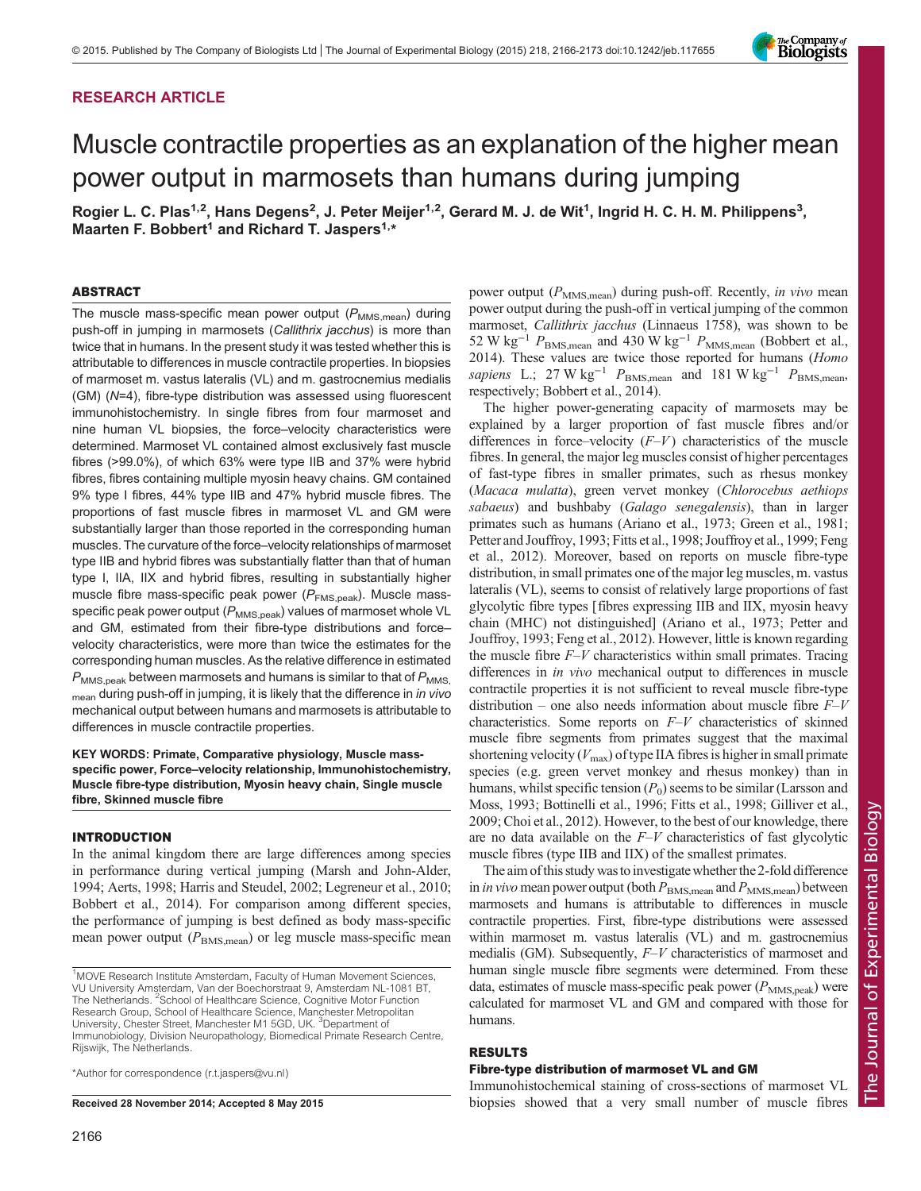## RESEARCH ARTICLE

# Muscle contractile properties as an explanation of the higher mean power output in marmosets than humans during jumping

Rogier L. C. Plas[1,2], Hans Degens[2], J. Peter Meijer[1,2], Gerard M. J. de Wit[1], Ingrid H. C. H. M. Philippens[3], Maarten F. Bobbert[1] and Richard T. Jaspers[1,*]

### ABSTRACT

The muscle mass-specific mean power output ($P_{\mathrm{MMS,mean}}$) during push-off in jumping in marmosets (*Callithrix jacchus*) is more than twice that in humans. In the present study it was tested whether this is attributable to differences in muscle contractile properties. In biopsies of marmoset m. vastus lateralis (VL) and m. gastrocnemius medialis (GM) ($N$=4), fibre-type distribution was assessed using fluorescent immunohistochemistry. In single fibres from four marmoset and nine human VL biopsies, the force–velocity characteristics were determined. Marmoset VL contained almost exclusively fast muscle fibres (>99.0%), of which 63% were type IIB and 37% were hybrid fibres, fibres containing multiple myosin heavy chains. GM contained 9% type I fibres, 44% type IIB and 47% hybrid muscle fibres. The proportions of fast muscle fibres in marmoset VL and GM were substantially larger than those reported in the corresponding human muscles. The curvature of the force–velocity relationships of marmoset type IIB and hybrid fibres was substantially flatter than that of human type I, IIA, IIX and hybrid fibres, resulting in substantially higher muscle fibre mass-specific peak power ($P_{\mathrm{FMS,peak}}$). Muscle mass-specific peak power output ($P_{\mathrm{MMS,peak}}$) values of marmoset whole VL and GM, estimated from their fibre-type distributions and force–velocity characteristics, were more than twice the estimates for the corresponding human muscles. As the relative difference in estimated $P_{\mathrm{MMS,peak}}$ between marmosets and humans is similar to that of $P_{\mathrm{MMS,mean}}$ during push-off in jumping, it is likely that the difference in *in vivo* mechanical output between humans and marmosets is attributable to differences in muscle contractile properties.

**KEY WORDS: Primate, Comparative physiology, Muscle mass-specific power, Force–velocity relationship, Immunohistochemistry, Muscle fibre-type distribution, Myosin heavy chain, Single muscle fibre, Skinned muscle fibre**

### INTRODUCTION

In the animal kingdom there are large differences among species in performance during vertical jumping (Marsh and John-Alder, 1994; Aerts, 1998; Harris and Steudel, 2002; Legreneur et al., 2010; Bobbert et al., 2014). For comparison among different species, the performance of jumping is best defined as body mass-specific mean power output ($P_{\mathrm{BMS,mean}}$) or leg muscle mass-specific mean power output ($P_{\mathrm{MMS,mean}}$) during push-off. Recently, *in vivo* mean power output during the push-off in vertical jumping of the common marmoset, *Callithrix jacchus* (Linnaeus 1758), was shown to be 52 W kg$^{-1}$ $P_{\mathrm{BMS,mean}}$ and 430 W kg$^{-1}$ $P_{\mathrm{MMS,mean}}$ (Bobbert et al., 2014). These values are twice those reported for humans (*Homo sapiens* L.; 27 W kg$^{-1}$ $P_{\mathrm{BMS,mean}}$ and 181 W kg$^{-1}$ $P_{\mathrm{BMS,mean}}$, respectively; Bobbert et al., 2014).

The higher power-generating capacity of marmosets may be explained by a larger proportion of fast muscle fibres and/or differences in force–velocity ($F$–$V$) characteristics of the muscle fibres. In general, the major leg muscles consist of higher percentages of fast-type fibres in smaller primates, such as rhesus monkey (*Macaca mulatta*), green vervet monkey (*Chlorocebus aethiops sabaeus*) and bushbaby (*Galago senegalensis*), than in larger primates such as humans (Ariano et al., 1973; Green et al., 1981; Petter and Jouffroy, 1993; Fitts et al., 1998; Jouffroy et al., 1999; Feng et al., 2012). Moreover, based on reports on muscle fibre-type distribution, in small primates one of the major leg muscles, m. vastus lateralis (VL), seems to consist of relatively large proportions of fast glycolytic fibre types [fibres expressing IIB and IIX, myosin heavy chain (MHC) not distinguished] (Ariano et al., 1973; Petter and Jouffroy, 1993; Feng et al., 2012). However, little is known regarding the muscle fibre $F$–$V$ characteristics within small primates. Tracing differences in *in vivo* mechanical output to differences in muscle contractile properties it is not sufficient to reveal muscle fibre-type distribution – one also needs information about muscle fibre $F$–$V$ characteristics. Some reports on $F$–$V$ characteristics of skinned muscle fibre segments from primates suggest that the maximal shortening velocity ($V_{\max}$) of type IIA fibres is higher in small primate species (e.g. green vervet monkey and rhesus monkey) than in humans, whilst specific tension ($P_0$) seems to be similar (Larsson and Moss, 1993; Bottinelli et al., 1996; Fitts et al., 1998; Gilliver et al., 2009; Choi et al., 2012). However, to the best of our knowledge, there are no data available on the $F$–$V$ characteristics of fast glycolytic muscle fibres (type IIB and IIX) of the smallest primates.

The aim of this study was to investigate whether the 2-fold difference in *in vivo* mean power output (both $P_{\mathrm{BMS,mean}}$ and $P_{\mathrm{MMS,mean}}$) between marmosets and humans is attributable to differences in muscle contractile properties. First, fibre-type distributions were assessed within marmoset m. vastus lateralis (VL) and m. gastrocnemius medialis (GM). Subsequently, $F$–$V$ characteristics of marmoset and human single muscle fibre segments were determined. From these data, estimates of muscle mass-specific peak power ($P_{\mathrm{MMS,peak}}$) were calculated for marmoset VL and GM and compared with those for humans.

### RESULTS

#### Fibre-type distribution of marmoset VL and GM

Immunohistochemical staining of cross-sections of marmoset VL biopsies showed that a very small number of muscle fibres

[1]MOVE Research Institute Amsterdam, Faculty of Human Movement Sciences, VU University Amsterdam, Van der Boechorstraat 9, Amsterdam NL-1081 BT, The Netherlands. [2]School of Healthcare Science, Cognitive Motor Function Research Group, School of Healthcare Science, Manchester Metropolitan University, Chester Street, Manchester M1 5GD, UK. [3]Department of Immunobiology, Division Neuropathology, Biomedical Primate Research Centre, Rijswijk, The Netherlands.

*Author for correspondence (r.t.jaspers@vu.nl)

Received 28 November 2014; Accepted 8 May 2015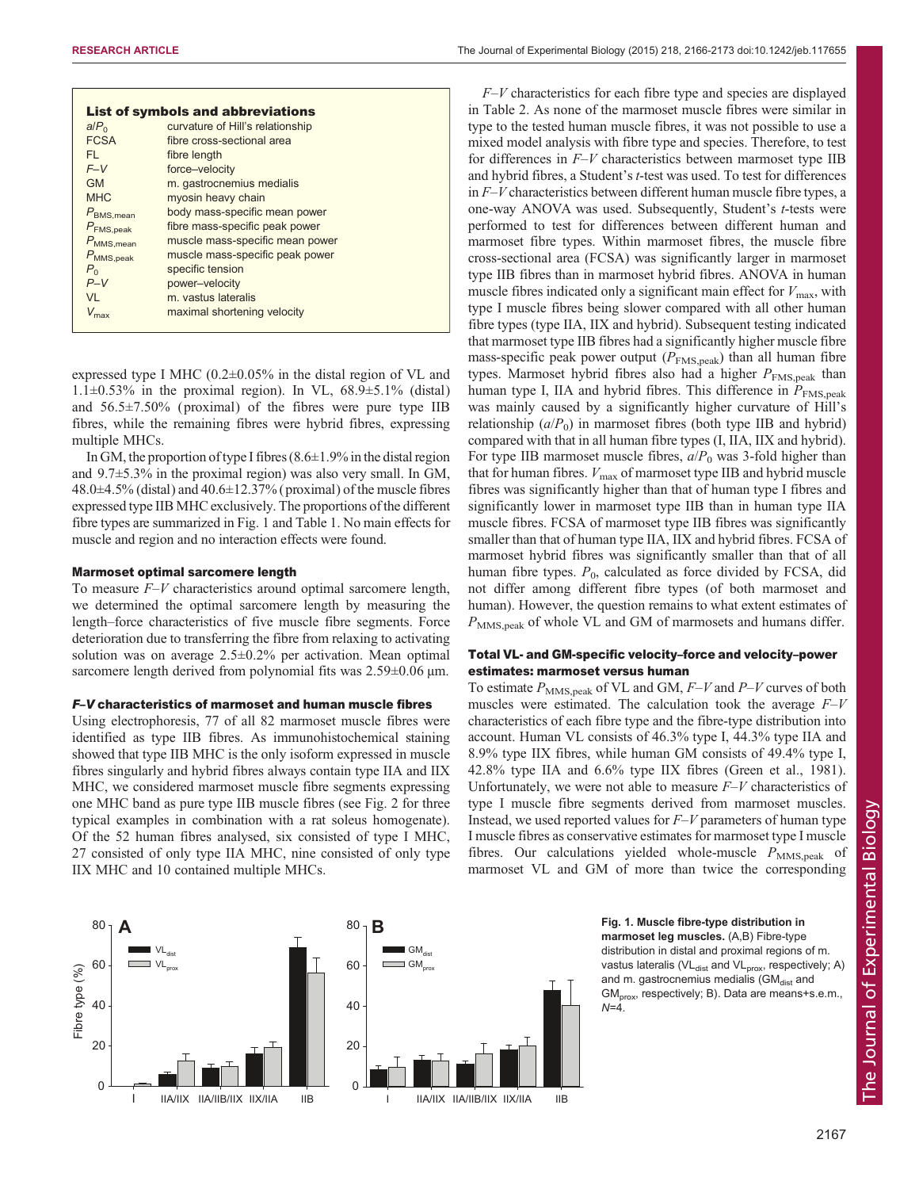### List of symbols and abbreviations

| | |
|---|---|
| $a/P_0$ | curvature of Hill's relationship |
| FCSA | fibre cross-sectional area |
| FL | fibre length |
| *F–V* | force–velocity |
| GM | m. gastrocnemius medialis |
| MHC | myosin heavy chain |
| $P_{BMS,mean}$ | body mass-specific mean power |
| $P_{FMS,peak}$ | fibre mass-specific peak power |
| $P_{MMS,mean}$ | muscle mass-specific mean power |
| $P_{MMS,peak}$ | muscle mass-specific peak power |
| $P_0$ | specific tension |
| *P–V* | power–velocity |
| VL | m. vastus lateralis |
| $V_{max}$ | maximal shortening velocity |

expressed type I MHC (0.2±0.05% in the distal region of VL and 1.1±0.53% in the proximal region). In VL, 68.9±5.1% (distal) and 56.5±7.50% (proximal) of the fibres were pure type IIB fibres, while the remaining fibres were hybrid fibres, expressing multiple MHCs.

In GM, the proportion of type I fibres (8.6±1.9% in the distal region and 9.7±5.3% in the proximal region) was also very small. In GM, 48.0±4.5% (distal) and 40.6±12.37% (proximal) of the muscle fibres expressed type IIB MHC exclusively. The proportions of the different fibre types are summarized in Fig. 1 and Table 1. No main effects for muscle and region and no interaction effects were found.

#### Marmoset optimal sarcomere length

To measure *F–V* characteristics around optimal sarcomere length, we determined the optimal sarcomere length by measuring the length–force characteristics of five muscle fibre segments. Force deterioration due to transferring the fibre from relaxing to activating solution was on average 2.5±0.2% per activation. Mean optimal sarcomere length derived from polynomial fits was 2.59±0.06 µm.

#### *F–V* characteristics of marmoset and human muscle fibres

Using electrophoresis, 77 of all 82 marmoset muscle fibres were identified as type IIB fibres. As immunohistochemical staining showed that type IIB MHC is the only isoform expressed in muscle fibres singularly and hybrid fibres always contain type IIA and IIX MHC, we considered marmoset muscle fibre segments expressing one MHC band as pure type IIB muscle fibres (see Fig. 2 for three typical examples in combination with a rat soleus homogenate). Of the 52 human fibres analysed, six consisted of type I MHC, 27 consisted of only type IIA MHC, nine consisted of only type IIX MHC and 10 contained multiple MHCs.

*F–V* characteristics for each fibre type and species are displayed in Table 2. As none of the marmoset muscle fibres were similar in type to the tested human muscle fibres, it was not possible to use a mixed model analysis with fibre type and species. Therefore, to test for differences in *F–V* characteristics between marmoset type IIB and hybrid fibres, a Student's *t*-test was used. To test for differences in *F–V* characteristics between different human muscle fibre types, a one-way ANOVA was used. Subsequently, Student's *t*-tests were performed to test for differences between different human and marmoset fibre types. Within marmoset fibres, the muscle fibre cross-sectional area (FCSA) was significantly larger in marmoset type IIB fibres than in marmoset hybrid fibres. ANOVA in human muscle fibres indicated only a significant main effect for $V_{max}$, with type I muscle fibres being slower compared with all other human fibre types (type IIA, IIX and hybrid). Subsequent testing indicated that marmoset type IIB fibres had a significantly higher muscle fibre mass-specific peak power output ($P_{FMS,peak}$) than all human fibre types. Marmoset hybrid fibres also had a higher $P_{FMS,peak}$ than human type I, IIA and hybrid fibres. This difference in $P_{FMS,peak}$ was mainly caused by a significantly higher curvature of Hill's relationship ($a/P_0$) in marmoset fibres (both type IIB and hybrid) compared with that in all human fibre types (I, IIA, IIX and hybrid). For type IIB marmoset muscle fibres, $a/P_0$ was 3-fold higher than that for human fibres. $V_{max}$ of marmoset type IIB and hybrid muscle fibres was significantly higher than that of human type I fibres and significantly lower in marmoset type IIB than in human type IIA muscle fibres. FCSA of marmoset type IIB fibres was significantly smaller than that of human type IIA, IIX and hybrid fibres. FCSA of marmoset hybrid fibres was significantly smaller than that of all human fibre types. $P_0$, calculated as force divided by FCSA, did not differ among different fibre types (of both marmoset and human). However, the question remains to what extent estimates of $P_{MMS,peak}$ of whole VL and GM of marmosets and humans differ.

#### Total VL- and GM-specific velocity–force and velocity–power estimates: marmoset versus human

To estimate $P_{MMS,peak}$ of VL and GM, *F–V* and *P–V* curves of both muscles were estimated. The calculation took the average *F–V* characteristics of each fibre type and the fibre-type distribution into account. Human VL consists of 46.3% type I, 44.3% type IIA and 8.9% type IIX fibres, while human GM consists of 49.4% type I, 42.8% type IIA and 6.6% type IIX fibres (Green et al., 1981). Unfortunately, we were not able to measure *F–V* characteristics of type I muscle fibre segments derived from marmoset muscles. Instead, we used reported values for *F–V* parameters of human type I muscle fibres as conservative estimates for marmoset type I muscle fibres. Our calculations yielded whole-muscle $P_{MMS,peak}$ of marmoset VL and GM of more than twice the corresponding

**Fig. 1. Muscle fibre-type distribution in marmoset leg muscles.** (A,B) Fibre-type distribution in distal and proximal regions of m. vastus lateralis ($VL_{dist}$ and $VL_{prox}$, respectively; A) and m. gastrocnemius medialis ($GM_{dist}$ and $GM_{prox}$, respectively; B). Data are means+s.e.m., *N*=4.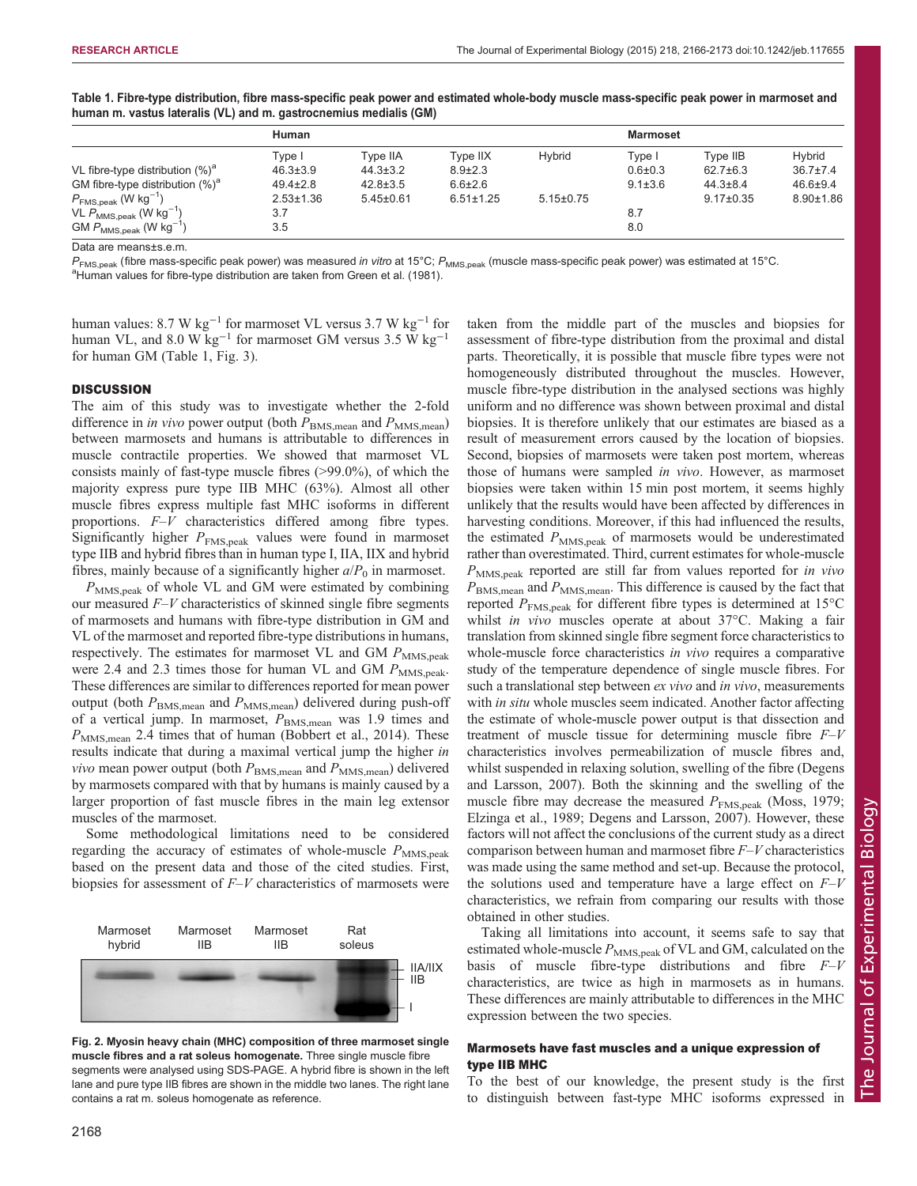**Table 1. Fibre-type distribution, fibre mass-specific peak power and estimated whole-body muscle mass-specific peak power in marmoset and human m. vastus lateralis (VL) and m. gastrocnemius medialis (GM)**

| | Human | | | | Marmoset | | |
|---|---|---|---|---|---|---|---|
| | Type I | Type IIA | Type IIX | Hybrid | Type I | Type IIB | Hybrid |
| VL fibre-type distribution (%)[a] | 46.3±3.9 | 44.3±3.2 | 8.9±2.3 | | 0.6±0.3 | 62.7±6.3 | 36.7±7.4 |
| GM fibre-type distribution (%)[a] | 49.4±2.8 | 42.8±3.5 | 6.6±2.6 | | 9.1±3.6 | 44.3±8.4 | 46.6±9.4 |
| $P_{FMS,peak}$ (W kg$^{-1}$) | 2.53±1.36 | 5.45±0.61 | 6.51±1.25 | 5.15±0.75 | | 9.17±0.35 | 8.90±1.86 |
| VL $P_{MMS,peak}$ (W kg$^{-1}$) | 3.7 | | | | 8.7 | | |
| GM $P_{MMS,peak}$ (W kg$^{-1}$) | 3.5 | | | | 8.0 | | |

Data are means±s.e.m.

$P_{FMS,peak}$ (fibre mass-specific peak power) was measured *in vitro* at 15°C; $P_{MMS,peak}$ (muscle mass-specific peak power) was estimated at 15°C.

[a]Human values for fibre-type distribution are taken from Green et al. (1981).

human values: 8.7 W kg$^{-1}$ for marmoset VL versus 3.7 W kg$^{-1}$ for human VL, and 8.0 W kg$^{-1}$ for marmoset GM versus 3.5 W kg$^{-1}$ for human GM (Table 1, Fig. 3).

## DISCUSSION

The aim of this study was to investigate whether the 2-fold difference in *in vivo* power output (both $P_{BMS,mean}$ and $P_{MMS,mean}$) between marmosets and humans is attributable to differences in muscle contractile properties. We showed that marmoset VL consists mainly of fast-type muscle fibres (>99.0%), of which the majority express pure type IIB MHC (63%). Almost all other muscle fibres express multiple fast MHC isoforms in different proportions. *F–V* characteristics differed among fibre types. Significantly higher $P_{FMS,peak}$ values were found in marmoset type IIB and hybrid fibres than in human type I, IIA, IIX and hybrid fibres, mainly because of a significantly higher $a/P_0$ in marmoset.

$P_{MMS,peak}$ of whole VL and GM were estimated by combining our measured *F–V* characteristics of skinned single fibre segments of marmosets and humans with fibre-type distribution in GM and VL of the marmoset and reported fibre-type distributions in humans, respectively. The estimates for marmoset VL and GM $P_{MMS,peak}$ were 2.4 and 2.3 times those for human VL and GM $P_{MMS,peak}$. These differences are similar to differences reported for mean power output (both $P_{BMS,mean}$ and $P_{MMS,mean}$) delivered during push-off of a vertical jump. In marmoset, $P_{BMS,mean}$ was 1.9 times and $P_{MMS,mean}$ 2.4 times that of human (Bobbert et al., 2014). These results indicate that during a maximal vertical jump the higher *in vivo* mean power output (both $P_{BMS,mean}$ and $P_{MMS,mean}$) delivered by marmosets compared with that by humans is mainly caused by a larger proportion of fast muscle fibres in the main leg extensor muscles of the marmoset.

Some methodological limitations need to be considered regarding the accuracy of estimates of whole-muscle $P_{MMS,peak}$ based on the present data and those of the cited studies. First, biopsies for assessment of *F–V* characteristics of marmosets were taken from the middle part of the muscles and biopsies for assessment of fibre-type distribution from the proximal and distal parts. Theoretically, it is possible that muscle fibre types were not homogeneously distributed throughout the muscles. However, muscle fibre-type distribution in the analysed sections was highly uniform and no difference was shown between proximal and distal biopsies. It is therefore unlikely that our estimates are biased as a result of measurement errors caused by the location of biopsies. Second, biopsies of marmosets were taken post mortem, whereas those of humans were sampled *in vivo*. However, as marmoset biopsies were taken within 15 min post mortem, it seems highly unlikely that the results would have been affected by differences in harvesting conditions. Moreover, if this had influenced the results, the estimated $P_{MMS,peak}$ of marmosets would be underestimated rather than overestimated. Third, current estimates for whole-muscle $P_{MMS,peak}$ reported are still far from values reported for *in vivo* $P_{BMS,mean}$ and $P_{MMS,mean}$. This difference is caused by the fact that reported $P_{FMS,peak}$ for different fibre types is determined at 15°C whilst *in vivo* muscles operate at about 37°C. Making a fair translation from skinned single fibre segment force characteristics to whole-muscle force characteristics *in vivo* requires a comparative study of the temperature dependence of single muscle fibres. For such a translational step between *ex vivo* and *in vivo*, measurements with *in situ* whole muscles seem indicated. Another factor affecting the estimate of whole-muscle power output is that dissection and treatment of muscle tissue for determining muscle fibre *F–V* characteristics involves permeabilization of muscle fibres and, whilst suspended in relaxing solution, swelling of the fibre (Degens and Larsson, 2007). Both the skinning and the swelling of the muscle fibre may decrease the measured $P_{FMS,peak}$ (Moss, 1979; Elzinga et al., 1989; Degens and Larsson, 2007). However, these factors will not affect the conclusions of the current study as a direct comparison between human and marmoset fibre *F–V* characteristics was made using the same method and set-up. Because the protocol, the solutions used and temperature have a large effect on *F–V* characteristics, we refrain from comparing our results with those obtained in other studies.

Taking all limitations into account, it seems safe to say that estimated whole-muscle $P_{MMS,peak}$ of VL and GM, calculated on the basis of muscle fibre-type distributions and fibre *F–V* characteristics, are twice as high in marmosets as in humans. These differences are mainly attributable to differences in the MHC expression between the two species.

**Fig. 2. Myosin heavy chain (MHC) composition of three marmoset single muscle fibres and a rat soleus homogenate.** Three single muscle fibre segments were analysed using SDS-PAGE. A hybrid fibre is shown in the left lane and pure type IIB fibres are shown in the middle two lanes. The right lane contains a rat m. soleus homogenate as reference.

### Marmosets have fast muscles and a unique expression of type IIB MHC

To the best of our knowledge, the present study is the first to distinguish between fast-type MHC isoforms expressed in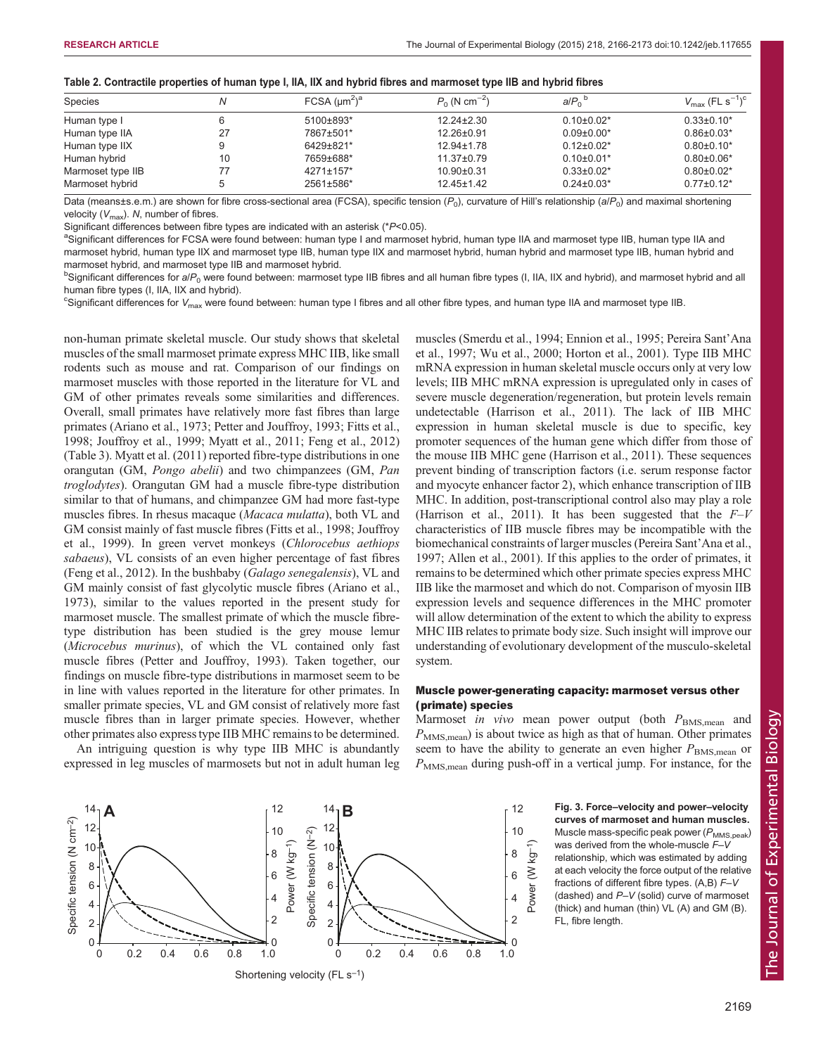**Table 2. Contractile properties of human type I, IIA, IIX and hybrid fibres and marmoset type IIB and hybrid fibres**

| Species | $N$ | FCSA ($\mu m^2$)[a] | $P_0$ (N cm$^{-2}$) | $a/P_0$[b] | $V_{max}$ (FL s$^{-1}$)[c] |
|---|---|---|---|---|---|
| Human type I | 6 | 5100±893* | 12.24±2.30 | 0.10±0.02* | 0.33±0.10* |
| Human type IIA | 27 | 7867±501* | 12.26±0.91 | 0.09±0.00* | 0.86±0.03* |
| Human type IIX | 9 | 6429±821* | 12.94±1.78 | 0.12±0.02* | 0.80±0.10* |
| Human hybrid | 10 | 7659±688* | 11.37±0.79 | 0.10±0.01* | 0.80±0.06* |
| Marmoset type IIB | 77 | 4271±157* | 10.90±0.31 | 0.33±0.02* | 0.80±0.02* |
| Marmoset hybrid | 5 | 2561±586* | 12.45±1.42 | 0.24±0.03* | 0.77±0.12* |

Data (means±s.e.m.) are shown for fibre cross-sectional area (FCSA), specific tension ($P_0$), curvature of Hill's relationship ($a/P_0$) and maximal shortening velocity ($V_{max}$). $N$, number of fibres.

Significant differences between fibre types are indicated with an asterisk (*$P$<0.05).

[a]Significant differences for FCSA were found between: human type I and marmoset hybrid, human type IIA and marmoset type IIB, human type IIA and marmoset hybrid, human type IIX and marmoset type IIB, human type IIX and marmoset hybrid, human hybrid and marmoset type IIB, human hybrid and marmoset hybrid, and marmoset type IIB and marmoset hybrid.

[b]Significant differences for $a/P_0$ were found between: marmoset type IIB fibres and all human fibre types (I, IIA, IIX and hybrid), and marmoset hybrid and all human fibre types (I, IIA, IIX and hybrid).

[c]Significant differences for $V_{max}$ were found between: human type I fibres and all other fibre types, and human type IIA and marmoset type IIB.

non-human primate skeletal muscle. Our study shows that skeletal muscles of the small marmoset primate express MHC IIB, like small rodents such as mouse and rat. Comparison of our findings on marmoset muscles with those reported in the literature for VL and GM of other primates reveals some similarities and differences. Overall, small primates have relatively more fast fibres than large primates (Ariano et al., 1973; Petter and Jouffroy, 1993; Fitts et al., 1998; Jouffroy et al., 1999; Myatt et al., 2011; Feng et al., 2012) (Table 3). Myatt et al. (2011) reported fibre-type distributions in one orangutan (GM, *Pongo abelii*) and two chimpanzees (GM, *Pan troglodytes*). Orangutan GM had a muscle fibre-type distribution similar to that of humans, and chimpanzee GM had more fast-type muscles fibres. In rhesus macaque (*Macaca mulatta*), both VL and GM consist mainly of fast muscle fibres (Fitts et al., 1998; Jouffroy et al., 1999). In green vervet monkeys (*Chlorocebus aethiops sabaeus*), VL consists of an even higher percentage of fast fibres (Feng et al., 2012). In the bushbaby (*Galago senegalensis*), VL and GM mainly consist of fast glycolytic muscle fibres (Ariano et al., 1973), similar to the values reported in the present study for marmoset muscle. The smallest primate of which the muscle fibre-type distribution has been studied is the grey mouse lemur (*Microcebus murinus*), of which the VL contained only fast muscle fibres (Petter and Jouffroy, 1993). Taken together, our findings on muscle fibre-type distributions in marmoset seem to be in line with values reported in the literature for other primates. In smaller primate species, VL and GM consist of relatively more fast muscle fibres than in larger primate species. However, whether other primates also express type IIB MHC remains to be determined.

An intriguing question is why type IIB MHC is abundantly expressed in leg muscles of marmosets but not in adult human leg muscles (Smerdu et al., 1994; Ennion et al., 1995; Pereira Sant'Ana et al., 1997; Wu et al., 2000; Horton et al., 2001). Type IIB MHC mRNA expression in human skeletal muscle occurs only at very low levels; IIB MHC mRNA expression is upregulated only in cases of severe muscle degeneration/regeneration, but protein levels remain undetectable (Harrison et al., 2011). The lack of IIB MHC expression in human skeletal muscle is due to specific, key promoter sequences of the human gene which differ from those of the mouse IIB MHC gene (Harrison et al., 2011). These sequences prevent binding of transcription factors (i.e. serum response factor and myocyte enhancer factor 2), which enhance transcription of IIB MHC. In addition, post-transcriptional control also may play a role (Harrison et al., 2011). It has been suggested that the $F$–$V$ characteristics of IIB muscle fibres may be incompatible with the biomechanical constraints of larger muscles (Pereira Sant'Ana et al., 1997; Allen et al., 2001). If this applies to the order of primates, it remains to be determined which other primate species express MHC IIB like the marmoset and which do not. Comparison of myosin IIB expression levels and sequence differences in the MHC promoter will allow determination of the extent to which the ability to express MHC IIB relates to primate body size. Such insight will improve our understanding of evolutionary development of the musculo-skeletal system.

### Muscle power-generating capacity: marmoset versus other (primate) species

Marmoset *in vivo* mean power output (both $P_{BMS,mean}$ and $P_{MMS,mean}$) is about twice as high as that of human. Other primates seem to have the ability to generate an even higher $P_{BMS,mean}$ or $P_{MMS,mean}$ during push-off in a vertical jump. For instance, for the

**Fig. 3. Force–velocity and power–velocity curves of marmoset and human muscles.** Muscle mass-specific peak power ($P_{MMS,peak}$) was derived from the whole-muscle $F$–$V$ relationship, which was estimated by adding at each velocity the force output of the relative fractions of different fibre types. (A,B) $F$–$V$ (dashed) and $P$–$V$ (solid) curve of marmoset (thick) and human (thin) VL (A) and GM (B). FL, fibre length.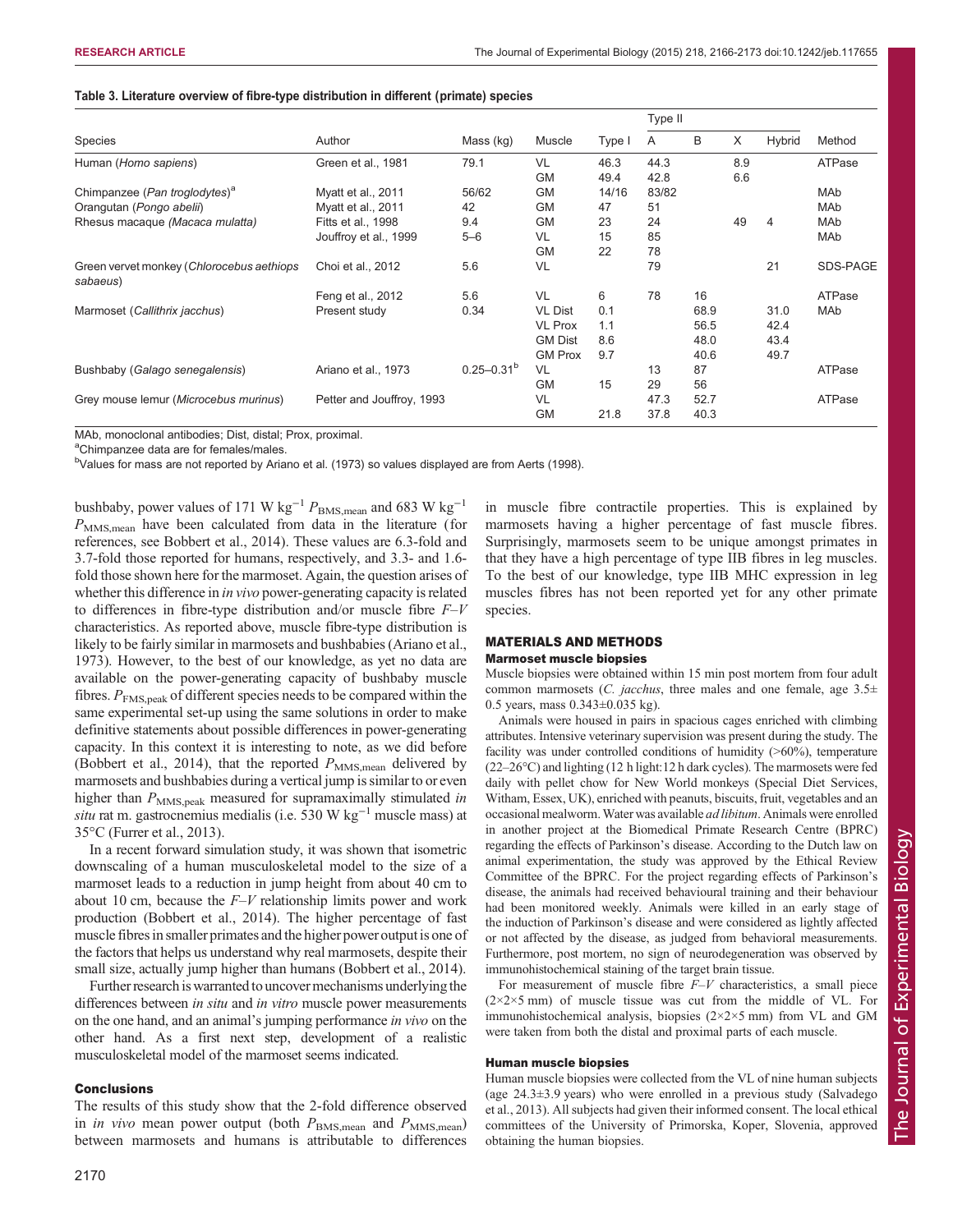**Table 3. Literature overview of fibre-type distribution in different (primate) species**

| Species | Author | Mass (kg) | Muscle | Type I | Type II A | B | X | Hybrid | Method |
|---|---|---|---|---|---|---|---|---|---|
| Human (*Homo sapiens*) | Green et al., 1981 | 79.1 | VL | 46.3 | 44.3 | | 8.9 | | ATPase |
| | | | GM | 49.4 | 42.8 | | 6.6 | | |
| Chimpanzee (*Pan troglodytes*)[a] | Myatt et al., 2011 | 56/62 | GM | 14/16 | 83/82 | | | | MAb |
| Orangutan (*Pongo abelii*) | Myatt et al., 2011 | 42 | GM | 47 | 51 | | | | MAb |
| Rhesus macaque (*Macaca mulatta*) | Fitts et al., 1998 | 9.4 | GM | 23 | 24 | | 49 | 4 | MAb |
| | Jouffroy et al., 1999 | 5–6 | VL | 15 | 85 | | | | MAb |
| | | | GM | 22 | 78 | | | | |
| Green vervet monkey (*Chlorocebus aethiops sabaeus*) | Choi et al., 2012 | 5.6 | VL | | 79 | | | 21 | SDS-PAGE |
| | Feng et al., 2012 | 5.6 | VL | 6 | 78 | 16 | | | ATPase |
| Marmoset (*Callithrix jacchus*) | Present study | 0.34 | VL Dist | 0.1 | | 68.9 | | 31.0 | MAb |
| | | | VL Prox | 1.1 | | 56.5 | | 42.4 | |
| | | | GM Dist | 8.6 | | 48.0 | | 43.4 | |
| | | | GM Prox | 9.7 | | 40.6 | | 49.7 | |
| Bushbaby (*Galago senegalensis*) | Ariano et al., 1973 | 0.25–0.31[b] | VL | | 13 | 87 | | | ATPase |
| | | | GM | 15 | 29 | 56 | | | |
| Grey mouse lemur (*Microcebus murinus*) | Petter and Jouffroy, 1993 | | VL | | 47.3 | 52.7 | | | ATPase |
| | | | GM | 21.8 | 37.8 | 40.3 | | | |

MAb, monoclonal antibodies; Dist, distal; Prox, proximal.

[a]Chimpanzee data are for females/males.

[b]Values for mass are not reported by Ariano et al. (1973) so values displayed are from Aerts (1998).

bushbaby, power values of 171 W kg$^{-1}$ $P_{\mathrm{BMS,mean}}$ and 683 W kg$^{-1}$ $P_{\mathrm{MMS,mean}}$ have been calculated from data in the literature (for references, see Bobbert et al., 2014). These values are 6.3-fold and 3.7-fold those reported for humans, respectively, and 3.3- and 1.6-fold those shown here for the marmoset. Again, the question arises of whether this difference in *in vivo* power-generating capacity is related to differences in fibre-type distribution and/or muscle fibre *F–V* characteristics. As reported above, muscle fibre-type distribution is likely to be fairly similar in marmosets and bushbabies (Ariano et al., 1973). However, to the best of our knowledge, as yet no data are available on the power-generating capacity of bushbaby muscle fibres. $P_{\mathrm{FMS,peak}}$ of different species needs to be compared within the same experimental set-up using the same solutions in order to make definitive statements about possible differences in power-generating capacity. In this context it is interesting to note, as we did before (Bobbert et al., 2014), that the reported $P_{\mathrm{MMS,mean}}$ delivered by marmosets and bushbabies during a vertical jump is similar to or even higher than $P_{\mathrm{MMS,peak}}$ measured for supramaximally stimulated *in situ* rat m. gastrocnemius medialis (i.e. 530 W kg$^{-1}$ muscle mass) at 35°C (Furrer et al., 2013).

In a recent forward simulation study, it was shown that isometric downscaling of a human musculoskeletal model to the size of a marmoset leads to a reduction in jump height from about 40 cm to about 10 cm, because the *F–V* relationship limits power and work production (Bobbert et al., 2014). The higher percentage of fast muscle fibres in smaller primates and the higher power output is one of the factors that helps us understand why real marmosets, despite their small size, actually jump higher than humans (Bobbert et al., 2014).

Further research is warranted to uncover mechanisms underlying the differences between *in situ* and *in vitro* muscle power measurements on the one hand, and an animal's jumping performance *in vivo* on the other hand. As a first next step, development of a realistic musculoskeletal model of the marmoset seems indicated.

### Conclusions

The results of this study show that the 2-fold difference observed in *in vivo* mean power output (both $P_{\mathrm{BMS,mean}}$ and $P_{\mathrm{MMS,mean}}$) between marmosets and humans is attributable to differences in muscle fibre contractile properties. This is explained by marmosets having a higher percentage of fast muscle fibres. Surprisingly, marmosets seem to be unique amongst primates in that they have a high percentage of type IIB fibres in leg muscles. To the best of our knowledge, type IIB MHC expression in leg muscles fibres has not been reported yet for any other primate species.

## MATERIALS AND METHODS

### Marmoset muscle biopsies

Muscle biopsies were obtained within 15 min post mortem from four adult common marmosets (*C. jacchus*, three males and one female, age 3.5± 0.5 years, mass 0.343±0.035 kg).

Animals were housed in pairs in spacious cages enriched with climbing attributes. Intensive veterinary supervision was present during the study. The facility was under controlled conditions of humidity (>60%), temperature (22–26°C) and lighting (12 h light:12 h dark cycles). The marmosets were fed daily with pellet chow for New World monkeys (Special Diet Services, Witham, Essex, UK), enriched with peanuts, biscuits, fruit, vegetables and an occasional mealworm. Water was available *ad libitum*. Animals were enrolled in another project at the Biomedical Primate Research Centre (BPRC) regarding the effects of Parkinson's disease. According to the Dutch law on animal experimentation, the study was approved by the Ethical Review Committee of the BPRC. For the project regarding effects of Parkinson's disease, the animals had received behavioural training and their behaviour had been monitored weekly. Animals were killed in an early stage of the induction of Parkinson's disease and were considered as lightly affected or not affected by the disease, as judged from behavioral measurements. Furthermore, post mortem, no sign of neurodegeneration was observed by immunohistochemical staining of the target brain tissue.

For measurement of muscle fibre *F–V* characteristics, a small piece (2×2×5 mm) of muscle tissue was cut from the middle of VL. For immunohistochemical analysis, biopsies (2×2×5 mm) from VL and GM were taken from both the distal and proximal parts of each muscle.

### Human muscle biopsies

Human muscle biopsies were collected from the VL of nine human subjects (age 24.3±3.9 years) who were enrolled in a previous study (Salvadego et al., 2013). All subjects had given their informed consent. The local ethical committees of the University of Primorska, Koper, Slovenia, approved obtaining the human biopsies.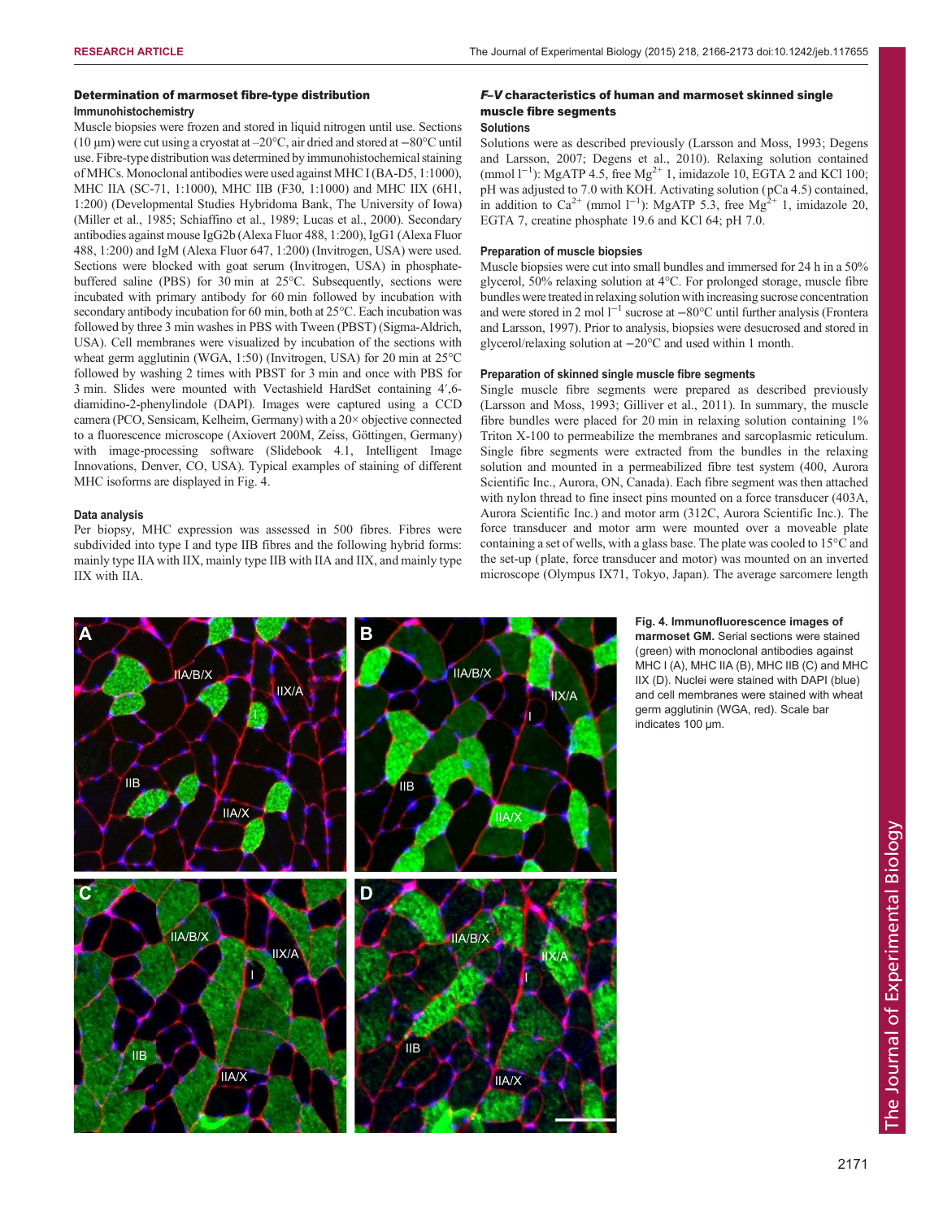### Determination of marmoset fibre-type distribution

#### Immunohistochemistry

Muscle biopsies were frozen and stored in liquid nitrogen until use. Sections (10 µm) were cut using a cryostat at –20°C, air dried and stored at −80°C until use. Fibre-type distribution was determined by immunohistochemical staining of MHCs. Monoclonal antibodies were used against MHC I (BA-D5, 1:1000), MHC IIA (SC-71, 1:1000), MHC IIB (F30, 1:1000) and MHC IIX (6H1, 1:200) (Developmental Studies Hybridoma Bank, The University of Iowa) (Miller et al., 1985; Schiaffino et al., 1989; Lucas et al., 2000). Secondary antibodies against mouse IgG2b (Alexa Fluor 488, 1:200), IgG1 (Alexa Fluor 488, 1:200) and IgM (Alexa Fluor 647, 1:200) (Invitrogen, USA) were used. Sections were blocked with goat serum (Invitrogen, USA) in phosphate-buffered saline (PBS) for 30 min at 25°C. Subsequently, sections were incubated with primary antibody for 60 min followed by incubation with secondary antibody incubation for 60 min, both at 25°C. Each incubation was followed by three 3 min washes in PBS with Tween (PBST) (Sigma-Aldrich, USA). Cell membranes were visualized by incubation of the sections with wheat germ agglutinin (WGA, 1:50) (Invitrogen, USA) for 20 min at 25°C followed by washing 2 times with PBST for 3 min and once with PBS for 3 min. Slides were mounted with Vectashield HardSet containing 4′,6-diamidino-2-phenylindole (DAPI). Images were captured using a CCD camera (PCO, Sensicam, Kelheim, Germany) with a 20× objective connected to a fluorescence microscope (Axiovert 200M, Zeiss, Göttingen, Germany) with image-processing software (Slidebook 4.1, Intelligent Image Innovations, Denver, CO, USA). Typical examples of staining of different MHC isoforms are displayed in Fig. 4.

#### Data analysis

Per biopsy, MHC expression was assessed in 500 fibres. Fibres were subdivided into type I and type IIB fibres and the following hybrid forms: mainly type IIA with IIX, mainly type IIB with IIA and IIX, and mainly type IIX with IIA.

### *F–V* characteristics of human and marmoset skinned single muscle fibre segments

#### Solutions

Solutions were as described previously (Larsson and Moss, 1993; Degens and Larsson, 2007; Degens et al., 2010). Relaxing solution contained (mmol $l^{-1}$): MgATP 4.5, free $Mg^{2+}$ 1, imidazole 10, EGTA 2 and KCl 100; pH was adjusted to 7.0 with KOH. Activating solution (pCa 4.5) contained, in addition to $Ca^{2+}$ (mmol $l^{-1}$): MgATP 5.3, free $Mg^{2+}$ 1, imidazole 20, EGTA 7, creatine phosphate 19.6 and KCl 64; pH 7.0.

#### Preparation of muscle biopsies

Muscle biopsies were cut into small bundles and immersed for 24 h in a 50% glycerol, 50% relaxing solution at 4°C. For prolonged storage, muscle fibre bundles were treated in relaxing solution with increasing sucrose concentration and were stored in 2 mol $l^{-1}$ sucrose at −80°C until further analysis (Frontera and Larsson, 1997). Prior to analysis, biopsies were desucrosed and stored in glycerol/relaxing solution at −20°C and used within 1 month.

#### Preparation of skinned single muscle fibre segments

Single muscle fibre segments were prepared as described previously (Larsson and Moss, 1993; Gilliver et al., 2011). In summary, the muscle fibre bundles were placed for 20 min in relaxing solution containing 1% Triton X-100 to permeabilize the membranes and sarcoplasmic reticulum. Single fibre segments were extracted from the bundles in the relaxing solution and mounted in a permeabilized fibre test system (400, Aurora Scientific Inc., Aurora, ON, Canada). Each fibre segment was then attached with nylon thread to fine insect pins mounted on a force transducer (403A, Aurora Scientific Inc.) and motor arm (312C, Aurora Scientific Inc.). The force transducer and motor arm were mounted over a moveable plate containing a set of wells, with a glass base. The plate was cooled to 15°C and the set-up (plate, force transducer and motor) was mounted on an inverted microscope (Olympus IX71, Tokyo, Japan). The average sarcomere length

**Fig. 4. Immunofluorescence images of marmoset GM.** Serial sections were stained (green) with monoclonal antibodies against MHC I (A), MHC IIA (B), MHC IIB (C) and MHC IIX (D). Nuclei were stained with DAPI (blue) and cell membranes were stained with wheat germ agglutinin (WGA, red). Scale bar indicates 100 µm.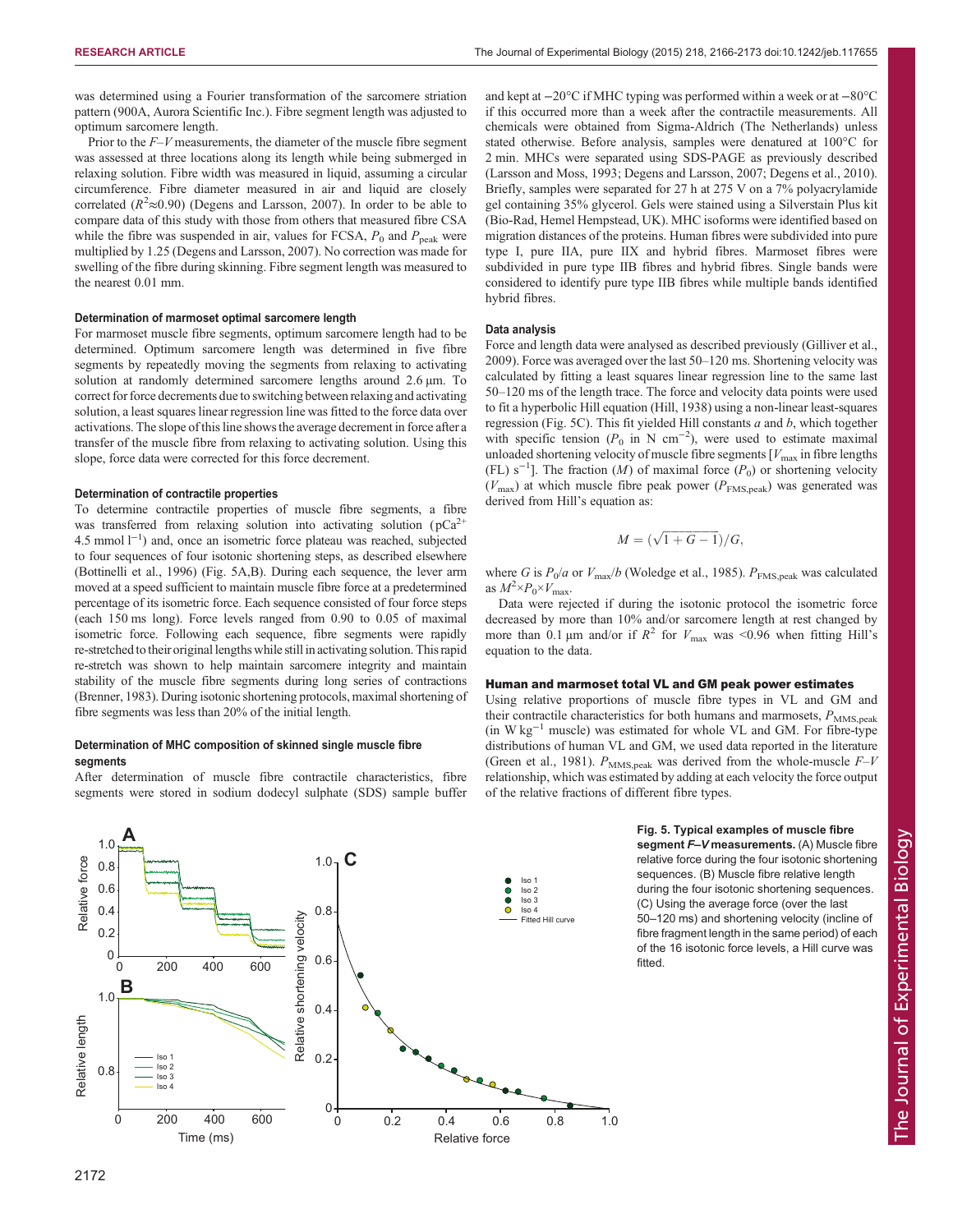was determined using a Fourier transformation of the sarcomere striation pattern (900A, Aurora Scientific Inc.). Fibre segment length was adjusted to optimum sarcomere length.

Prior to the $F$–$V$ measurements, the diameter of the muscle fibre segment was assessed at three locations along its length while being submerged in relaxing solution. Fibre width was measured in liquid, assuming a circular circumference. Fibre diameter measured in air and liquid are closely correlated ($R^2$≈0.90) (Degens and Larsson, 2007). In order to be able to compare data of this study with those from others that measured fibre CSA while the fibre was suspended in air, values for FCSA, $P_0$ and $P_{peak}$ were multiplied by 1.25 (Degens and Larsson, 2007). No correction was made for swelling of the fibre during skinning. Fibre segment length was measured to the nearest 0.01 mm.

#### Determination of marmoset optimal sarcomere length

For marmoset muscle fibre segments, optimum sarcomere length had to be determined. Optimum sarcomere length was determined in five fibre segments by repeatedly moving the segments from relaxing to activating solution at randomly determined sarcomere lengths around 2.6 µm. To correct for force decrements due to switching between relaxing and activating solution, a least squares linear regression line was fitted to the force data over activations. The slope of this line shows the average decrement in force after a transfer of the muscle fibre from relaxing to activating solution. Using this slope, force data were corrected for this force decrement.

#### Determination of contractile properties

To determine contractile properties of muscle fibre segments, a fibre was transferred from relaxing solution into activating solution (pCa$^{2+}$ 4.5 mmol l$^{-1}$) and, once an isometric force plateau was reached, subjected to four sequences of four isotonic shortening steps, as described elsewhere (Bottinelli et al., 1996) (Fig. 5A,B). During each sequence, the lever arm moved at a speed sufficient to maintain muscle fibre force at a predetermined percentage of its isometric force. Each sequence consisted of four force steps (each 150 ms long). Force levels ranged from 0.90 to 0.05 of maximal isometric force. Following each sequence, fibre segments were rapidly re-stretched to their original lengths while still in activating solution. This rapid re-stretch was shown to help maintain sarcomere integrity and maintain stability of the muscle fibre segments during long series of contractions (Brenner, 1983). During isotonic shortening protocols, maximal shortening of fibre segments was less than 20% of the initial length.

#### Determination of MHC composition of skinned single muscle fibre segments

After determination of muscle fibre contractile characteristics, fibre segments were stored in sodium dodecyl sulphate (SDS) sample buffer and kept at −20°C if MHC typing was performed within a week or at −80°C if this occurred more than a week after the contractile measurements. All chemicals were obtained from Sigma-Aldrich (The Netherlands) unless stated otherwise. Before analysis, samples were denatured at 100°C for 2 min. MHCs were separated using SDS-PAGE as previously described (Larsson and Moss, 1993; Degens and Larsson, 2007; Degens et al., 2010). Briefly, samples were separated for 27 h at 275 V on a 7% polyacrylamide gel containing 35% glycerol. Gels were stained using a Silverstain Plus kit (Bio-Rad, Hemel Hempstead, UK). MHC isoforms were identified based on migration distances of the proteins. Human fibres were subdivided into pure type I, pure IIA, pure IIX and hybrid fibres. Marmoset fibres were subdivided in pure type IIB fibres and hybrid fibres. Single bands were considered to identify pure type IIB fibres while multiple bands identified hybrid fibres.

#### Data analysis

Force and length data were analysed as described previously (Gilliver et al., 2009). Force was averaged over the last 50–120 ms. Shortening velocity was calculated by fitting a least squares linear regression line to the same last 50–120 ms of the length trace. The force and velocity data points were used to fit a hyperbolic Hill equation (Hill, 1938) using a non-linear least-squares regression (Fig. 5C). This fit yielded Hill constants $a$ and $b$, which together with specific tension ($P_0$ in N cm$^{-2}$), were used to estimate maximal unloaded shortening velocity of muscle fibre segments [$V_{max}$ in fibre lengths (FL) s$^{-1}$]. The fraction ($M$) of maximal force ($P_0$) or shortening velocity ($V_{max}$) at which muscle fibre peak power ($P_{FMS,peak}$) was generated was derived from Hill's equation as:

$$M = (\sqrt{1+G-1})/G,$$

where $G$ is $P_0/a$ or $V_{max}/b$ (Woledge et al., 1985). $P_{FMS,peak}$ was calculated as $M^2 \times P_0 \times V_{max}$.

Data were rejected if during the isotonic protocol the isometric force decreased by more than 10% and/or sarcomere length at rest changed by more than 0.1 µm and/or if $R^2$ for $V_{max}$ was <0.96 when fitting Hill's equation to the data.

### Human and marmoset total VL and GM peak power estimates

Using relative proportions of muscle fibre types in VL and GM and their contractile characteristics for both humans and marmosets, $P_{MMS,peak}$ (in W kg$^{-1}$ muscle) was estimated for whole VL and GM. For fibre-type distributions of human VL and GM, we used data reported in the literature (Green et al., 1981). $P_{MMS,peak}$ was derived from the whole-muscle $F$–$V$ relationship, which was estimated by adding at each velocity the force output of the relative fractions of different fibre types.

**Fig. 5. Typical examples of muscle fibre segment *F–V* measurements.** (A) Muscle fibre relative force during the four isotonic shortening sequences. (B) Muscle fibre relative length during the four isotonic shortening sequences. (C) Using the average force (over the last 50–120 ms) and shortening velocity (incline of fibre fragment length in the same period) of each of the 16 isotonic force levels, a Hill curve was fitted.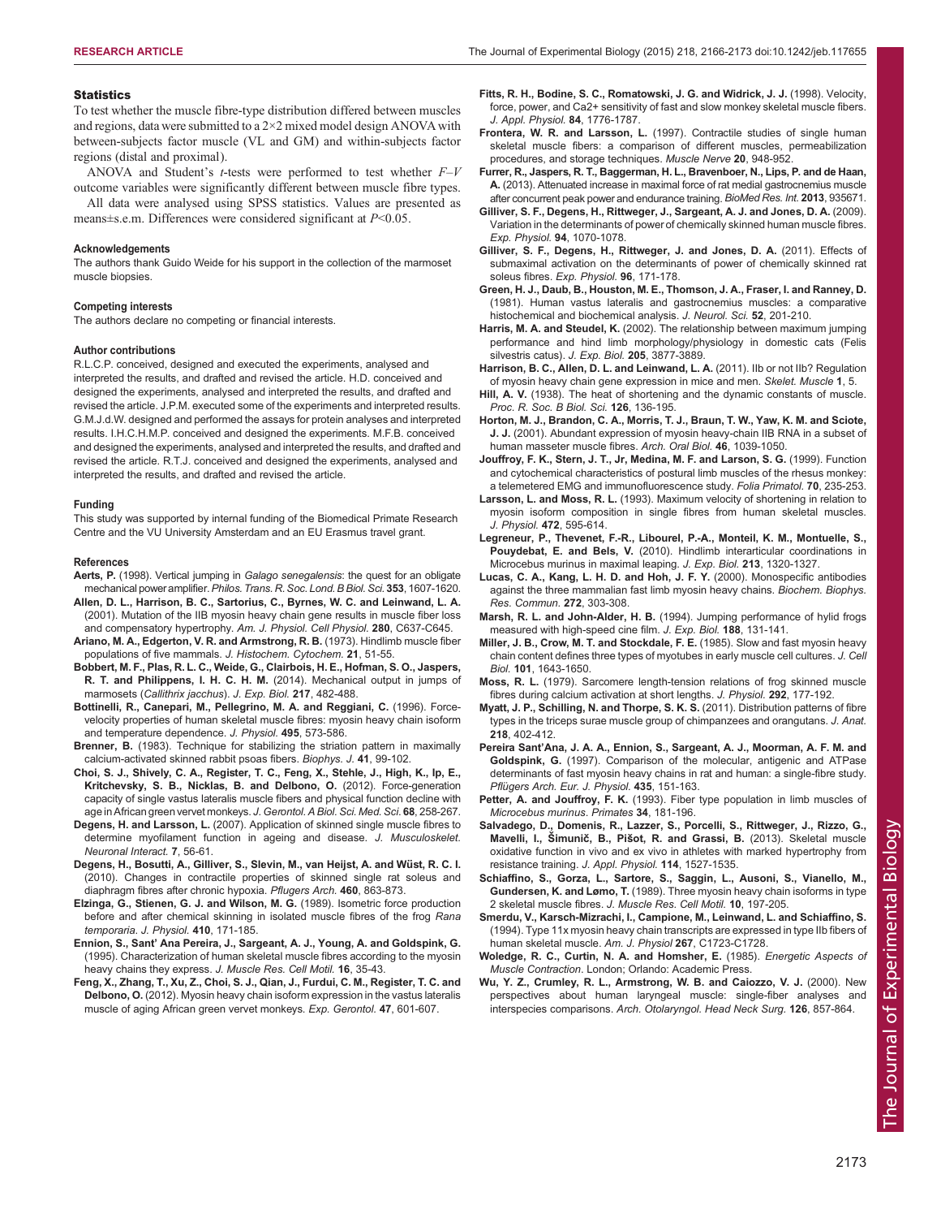### Statistics

To test whether the muscle fibre-type distribution differed between muscles and regions, data were submitted to a 2×2 mixed model design ANOVA with between-subjects factor muscle (VL and GM) and within-subjects factor regions (distal and proximal).

ANOVA and Student's *t*-tests were performed to test whether *F–V* outcome variables were significantly different between muscle fibre types.

All data were analysed using SPSS statistics. Values are presented as means±s.e.m. Differences were considered significant at $P<0.05$.

#### Acknowledgements

The authors thank Guido Weide for his support in the collection of the marmoset muscle biopsies.

#### Competing interests

The authors declare no competing or financial interests.

#### Author contributions

R.L.C.P. conceived, designed and executed the experiments, analysed and interpreted the results, and drafted and revised the article. H.D. conceived and designed the experiments, analysed and interpreted the results, and drafted and revised the article. J.P.M. executed some of the experiments and interpreted results. G.M.J.d.W. designed and performed the assays for protein analyses and interpreted results. I.H.C.H.M.P. conceived and designed the experiments. M.F.B. conceived and designed the experiments, analysed and interpreted the results, and drafted and revised the article. R.T.J. conceived and designed the experiments, analysed and interpreted the results, and drafted and revised the article.

#### Funding

This study was supported by internal funding of the Biomedical Primate Research Centre and the VU University Amsterdam and an EU Erasmus travel grant.

#### References

**Aerts, P.** (1998). Vertical jumping in *Galago senegalensis*: the quest for an obligate mechanical power amplifier. *Philos. Trans. R. Soc. Lond. B Biol. Sci.* **353**, 1607-1620.

**Allen, D. L., Harrison, B. C., Sartorius, C., Byrnes, W. C. and Leinwand, L. A.** (2001). Mutation of the IIB myosin heavy chain gene results in muscle fiber loss and compensatory hypertrophy. *Am. J. Physiol. Cell Physiol.* **280**, C637-C645.

**Ariano, M. A., Edgerton, V. R. and Armstrong, R. B.** (1973). Hindlimb muscle fiber populations of five mammals. *J. Histochem. Cytochem.* **21**, 51-55.

**Bobbert, M. F., Plas, R. L. C., Weide, G., Clairbois, H. E., Hofman, S. O., Jaspers, R. T. and Philippens, I. H. C. H. M.** (2014). Mechanical output in jumps of marmosets (*Callithrix jacchus*). *J. Exp. Biol.* **217**, 482-488.

**Bottinelli, R., Canepari, M., Pellegrino, M. A. and Reggiani, C.** (1996). Force-velocity properties of human skeletal muscle fibres: myosin heavy chain isoform and temperature dependence. *J. Physiol.* **495**, 573-586.

**Brenner, B.** (1983). Technique for stabilizing the striation pattern in maximally calcium-activated skinned rabbit psoas fibers. *Biophys. J.* **41**, 99-102.

**Choi, S. J., Shively, C. A., Register, T. C., Feng, X., Stehle, J., High, K., Ip, E., Kritchevsky, S. B., Nicklas, B. and Delbono, O.** (2012). Force-generation capacity of single vastus lateralis muscle fibers and physical function decline with age in African green vervet monkeys. *J. Gerontol. A Biol. Sci. Med. Sci.* **68**, 258-267.

**Degens, H. and Larsson, L.** (2007). Application of skinned single muscle fibres to determine myofilament function in ageing and disease. *J. Musculoskelet. Neuronal Interact.* **7**, 56-61.

**Degens, H., Bosutti, A., Gilliver, S., Slevin, M., van Heijst, A. and Wüst, R. C. I.** (2010). Changes in contractile properties of skinned single rat soleus and diaphragm fibres after chronic hypoxia. *Pflugers Arch.* **460**, 863-873.

**Elzinga, G., Stienen, G. J. and Wilson, M. G.** (1989). Isometric force production before and after chemical skinning in isolated muscle fibres of the frog *Rana temporaria*. *J. Physiol.* **410**, 171-185.

**Ennion, S., Sant' Ana Pereira, J., Sargeant, A. J., Young, A. and Goldspink, G.** (1995). Characterization of human skeletal muscle fibres according to the myosin heavy chains they express. *J. Muscle Res. Cell Motil.* **16**, 35-43.

**Feng, X., Zhang, T., Xu, Z., Choi, S. J., Qian, J., Furdui, C. M., Register, T. C. and Delbono, O.** (2012). Myosin heavy chain isoform expression in the vastus lateralis muscle of aging African green vervet monkeys. *Exp. Gerontol.* **47**, 601-607.

**Fitts, R. H., Bodine, S. C., Romatowski, J. G. and Widrick, J. J.** (1998). Velocity, force, power, and Ca2+ sensitivity of fast and slow monkey skeletal muscle fibers. *J. Appl. Physiol.* **84**, 1776-1787.

**Frontera, W. R. and Larsson, L.** (1997). Contractile studies of single human skeletal muscle fibers: a comparison of different muscles, permeabilization procedures, and storage techniques. *Muscle Nerve* **20**, 948-952.

**Furrer, R., Jaspers, R. T., Baggerman, H. L., Bravenboer, N., Lips, P. and de Haan, A.** (2013). Attenuated increase in maximal force of rat medial gastrocnemius muscle after concurrent peak power and endurance training. *BioMed Res. Int.* **2013**, 935671.

**Gilliver, S. F., Degens, H., Rittweger, J., Sargeant, A. J. and Jones, D. A.** (2009). Variation in the determinants of power of chemically skinned human muscle fibres. *Exp. Physiol.* **94**, 1070-1078.

**Gilliver, S. F., Degens, H., Rittweger, J. and Jones, D. A.** (2011). Effects of submaximal activation on the determinants of power of chemically skinned rat soleus fibres. *Exp. Physiol.* **96**, 171-178.

**Green, H. J., Daub, B., Houston, M. E., Thomson, J. A., Fraser, I. and Ranney, D.** (1981). Human vastus lateralis and gastrocnemius muscles: a comparative histochemical and biochemical analysis. *J. Neurol. Sci.* **52**, 201-210.

**Harris, M. A. and Steudel, K.** (2002). The relationship between maximum jumping performance and hind limb morphology/physiology in domestic cats (Felis silvestris catus). *J. Exp. Biol.* **205**, 3877-3889.

**Harrison, B. C., Allen, D. L. and Leinwand, L. A.** (2011). IIb or not IIb? Regulation of myosin heavy chain gene expression in mice and men. *Skelet. Muscle* **1**, 5.

**Hill, A. V.** (1938). The heat of shortening and the dynamic constants of muscle. *Proc. R. Soc. B Biol. Sci.* **126**, 136-195.

**Horton, M. J., Brandon, C. A., Morris, T. J., Braun, T. W., Yaw, K. M. and Sciote, J. J.** (2001). Abundant expression of myosin heavy-chain IIB RNA in a subset of human masseter muscle fibres. *Arch. Oral Biol.* **46**, 1039-1050.

**Jouffroy, F. K., Stern, J. T., Jr, Medina, M. F. and Larson, S. G.** (1999). Function and cytochemical characteristics of postural limb muscles of the rhesus monkey: a telemetered EMG and immunofluorescence study. *Folia Primatol.* **70**, 235-253.

**Larsson, L. and Moss, R. L.** (1993). Maximum velocity of shortening in relation to myosin isoform composition in single fibres from human skeletal muscles. *J. Physiol.* **472**, 595-614.

**Legreneur, P., Thevenet, F.-R., Libourel, P.-A., Monteil, K. M., Montuelle, S., Pouydebat, E. and Bels, V.** (2010). Hindlimb interarticular coordinations in Microcebus murinus in maximal leaping. *J. Exp. Biol.* **213**, 1320-1327.

**Lucas, C. A., Kang, L. H. D. and Hoh, J. F. Y.** (2000). Monospecific antibodies against the three mammalian fast limb myosin heavy chains. *Biochem. Biophys. Res. Commun.* **272**, 303-308.

**Marsh, R. L. and John-Alder, H. B.** (1994). Jumping performance of hylid frogs measured with high-speed cine film. *J. Exp. Biol.* **188**, 131-141.

**Miller, J. B., Crow, M. T. and Stockdale, F. E.** (1985). Slow and fast myosin heavy chain content defines three types of myotubes in early muscle cell cultures. *J. Cell Biol.* **101**, 1643-1650.

**Moss, R. L.** (1979). Sarcomere length-tension relations of frog skinned muscle fibres during calcium activation at short lengths. *J. Physiol.* **292**, 177-192.

**Myatt, J. P., Schilling, N. and Thorpe, S. K. S.** (2011). Distribution patterns of fibre types in the triceps surae muscle group of chimpanzees and orangutans. *J. Anat.* **218**, 402-412.

**Pereira Sant'Ana, J. A. A., Ennion, S., Sargeant, A. J., Moorman, A. F. M. and Goldspink, G.** (1997). Comparison of the molecular, antigenic and ATPase determinants of fast myosin heavy chains in rat and human: a single-fibre study. *Pflügers Arch. Eur. J. Physiol.* **435**, 151-163.

**Petter, A. and Jouffroy, F. K.** (1993). Fiber type population in limb muscles of *Microcebus murinus*. *Primates* **34**, 181-196.

**Salvadego, D., Domenis, R., Lazzer, S., Porcelli, S., Rittweger, J., Rizzo, G., Mavelli, I., Šimunič, B., Pišot, R. and Grassi, B.** (2013). Skeletal muscle oxidative function in vivo and ex vivo in athletes with marked hypertrophy from resistance training. *J. Appl. Physiol.* **114**, 1527-1535.

**Schiaffino, S., Gorza, L., Sartore, S., Saggin, L., Ausoni, S., Vianello, M., Gundersen, K. and Lømo, T.** (1989). Three myosin heavy chain isoforms in type 2 skeletal muscle fibres. *J. Muscle Res. Cell Motil.* **10**, 197-205.

**Smerdu, V., Karsch-Mizrachi, I., Campione, M., Leinwand, L. and Schiaffino, S.** (1994). Type 11x myosin heavy chain transcripts are expressed in type IIb fibers of human skeletal muscle. *Am. J. Physiol* **267**, C1723-C1728.

**Woledge, R. C., Curtin, N. A. and Homsher, E.** (1985). *Energetic Aspects of Muscle Contraction*. London; Orlando: Academic Press.

**Wu, Y. Z., Crumley, R. L., Armstrong, W. B. and Caiozzo, V. J.** (2000). New perspectives about human laryngeal muscle: single-fiber analyses and interspecies comparisons. *Arch. Otolaryngol. Head Neck Surg.* **126**, 857-864.